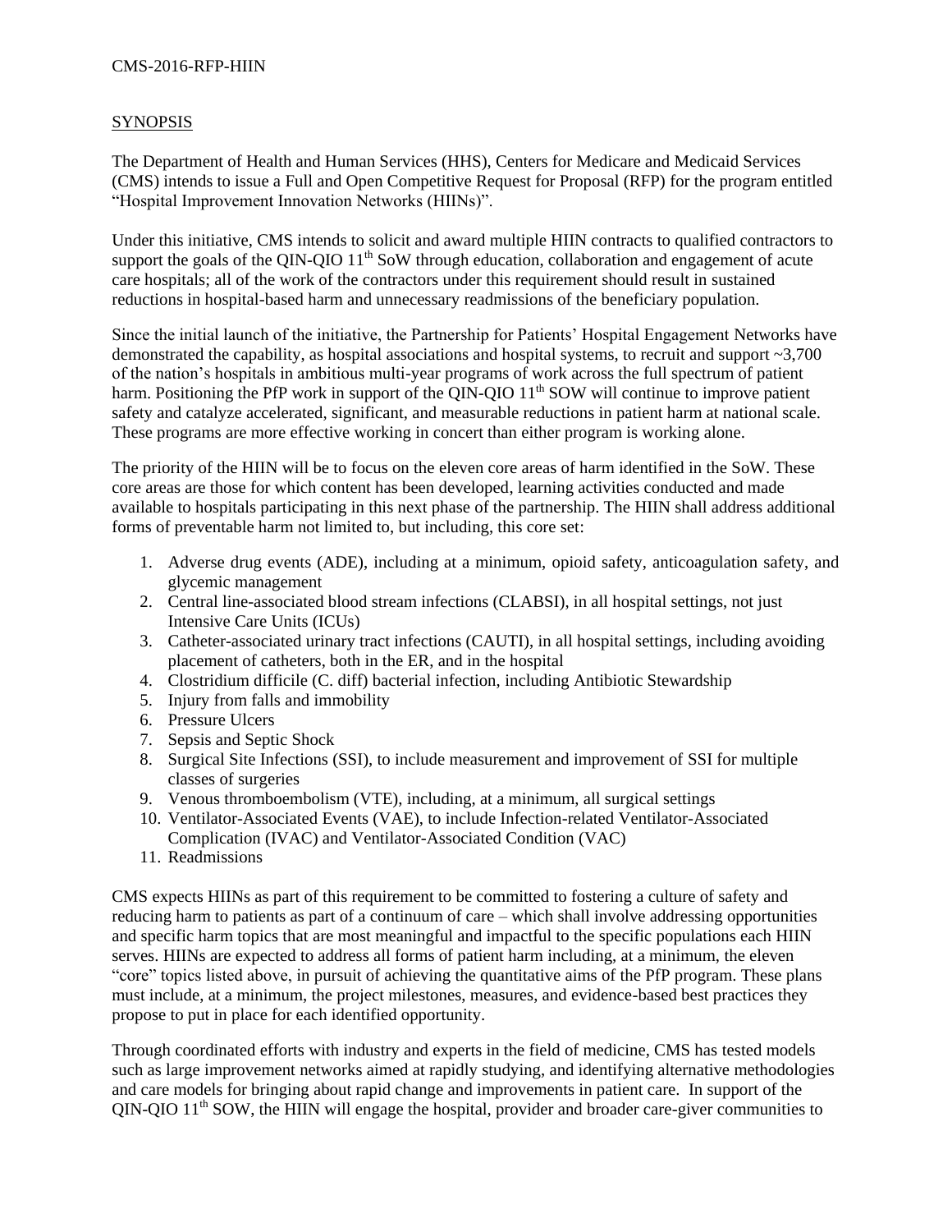CMS-2016-RFP-HIIN

## SYNOPSIS

The Department of Health and Human Services (HHS), Centers for Medicare and Medicaid Services (CMS) intends to issue a Full and Open Competitive Request for Proposal (RFP) for the program entitled "Hospital Improvement Innovation Networks (HIINs)".

Under this initiative, CMS intends to solicit and award multiple HIIN contracts to qualified contractors to support the goals of the QIN-QIO 11th SoW through education, collaboration and engagement of acute care hospitals; all of the work of the contractors under this requirement should result in sustained reductions in hospital-based harm and unnecessary readmissions of the beneficiary population.

Since the initial launch of the initiative, the Partnership for Patients' Hospital Engagement Networks have demonstrated the capability, as hospital associations and hospital systems, to recruit and support ~3,700 of the nation's hospitals in ambitious multi-year programs of work across the full spectrum of patient harm. Positioning the PfP work in support of the QIN-QIO 11th SOW will continue to improve patient safety and catalyze accelerated, significant, and measurable reductions in patient harm at national scale. These programs are more effective working in concert than either program is working alone.

The priority of the HIIN will be to focus on the eleven core areas of harm identified in the SoW. These core areas are those for which content has been developed, learning activities conducted and made available to hospitals participating in this next phase of the partnership. The HIIN shall address additional forms of preventable harm not limited to, but including, this core set:

1. Adverse drug events (ADE), including at a minimum, opioid safety, anticoagulation safety, and glycemic management
2. Central line-associated blood stream infections (CLABSI), in all hospital settings, not just Intensive Care Units (ICUs)
3. Catheter-associated urinary tract infections (CAUTI), in all hospital settings, including avoiding placement of catheters, both in the ER, and in the hospital
4. Clostridium difficile (C. diff) bacterial infection, including Antibiotic Stewardship
5. Injury from falls and immobility
6. Pressure Ulcers
7. Sepsis and Septic Shock
8. Surgical Site Infections (SSI), to include measurement and improvement of SSI for multiple classes of surgeries
9. Venous thromboembolism (VTE), including, at a minimum, all surgical settings
10. Ventilator-Associated Events (VAE), to include Infection-related Ventilator-Associated Complication (IVAC) and Ventilator-Associated Condition (VAC)
11. Readmissions

CMS expects HIINs as part of this requirement to be committed to fostering a culture of safety and reducing harm to patients as part of a continuum of care – which shall involve addressing opportunities and specific harm topics that are most meaningful and impactful to the specific populations each HIIN serves. HIINs are expected to address all forms of patient harm including, at a minimum, the eleven "core" topics listed above, in pursuit of achieving the quantitative aims of the PfP program. These plans must include, at a minimum, the project milestones, measures, and evidence-based best practices they propose to put in place for each identified opportunity.

Through coordinated efforts with industry and experts in the field of medicine, CMS has tested models such as large improvement networks aimed at rapidly studying, and identifying alternative methodologies and care models for bringing about rapid change and improvements in patient care. In support of the QIN-QIO 11th SOW, the HIIN will engage the hospital, provider and broader care-giver communities to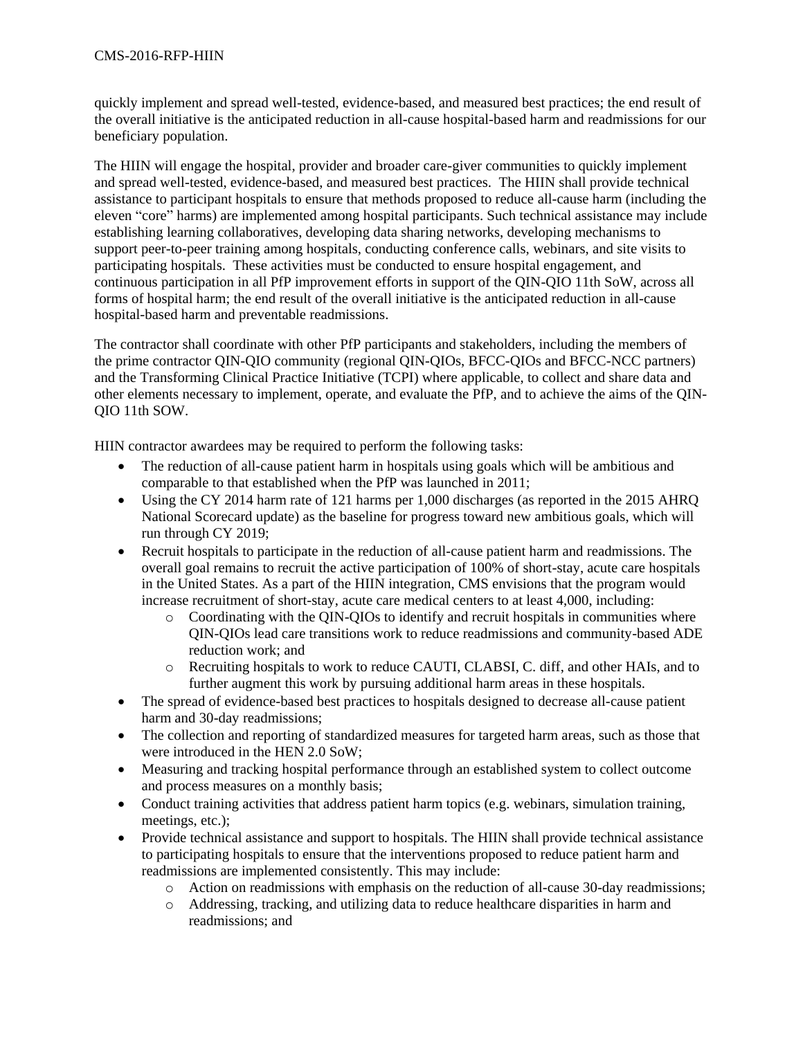quickly implement and spread well-tested, evidence-based, and measured best practices; the end result of the overall initiative is the anticipated reduction in all-cause hospital-based harm and readmissions for our beneficiary population.

The HIIN will engage the hospital, provider and broader care-giver communities to quickly implement and spread well-tested, evidence-based, and measured best practices. The HIIN shall provide technical assistance to participant hospitals to ensure that methods proposed to reduce all-cause harm (including the eleven "core" harms) are implemented among hospital participants. Such technical assistance may include establishing learning collaboratives, developing data sharing networks, developing mechanisms to support peer-to-peer training among hospitals, conducting conference calls, webinars, and site visits to participating hospitals. These activities must be conducted to ensure hospital engagement, and continuous participation in all PfP improvement efforts in support of the QIN-QIO 11th SoW, across all forms of hospital harm; the end result of the overall initiative is the anticipated reduction in all-cause hospital-based harm and preventable readmissions.

The contractor shall coordinate with other PfP participants and stakeholders, including the members of the prime contractor QIN-QIO community (regional QIN-QIOs, BFCC-QIOs and BFCC-NCC partners) and the Transforming Clinical Practice Initiative (TCPI) where applicable, to collect and share data and other elements necessary to implement, operate, and evaluate the PfP, and to achieve the aims of the QIN-QIO 11th SOW.

HIIN contractor awardees may be required to perform the following tasks:

- The reduction of all-cause patient harm in hospitals using goals which will be ambitious and comparable to that established when the PfP was launched in 2011;
- Using the CY 2014 harm rate of 121 harms per 1,000 discharges (as reported in the 2015 AHRQ National Scorecard update) as the baseline for progress toward new ambitious goals, which will run through CY 2019;
- Recruit hospitals to participate in the reduction of all-cause patient harm and readmissions. The overall goal remains to recruit the active participation of 100% of short-stay, acute care hospitals in the United States. As a part of the HIIN integration, CMS envisions that the program would increase recruitment of short-stay, acute care medical centers to at least 4,000, including:
  - Coordinating with the QIN-QIOs to identify and recruit hospitals in communities where QIN-QIOs lead care transitions work to reduce readmissions and community-based ADE reduction work; and
  - Recruiting hospitals to work to reduce CAUTI, CLABSI, C. diff, and other HAIs, and to further augment this work by pursuing additional harm areas in these hospitals.
- The spread of evidence-based best practices to hospitals designed to decrease all-cause patient harm and 30-day readmissions;
- The collection and reporting of standardized measures for targeted harm areas, such as those that were introduced in the HEN 2.0 SoW;
- Measuring and tracking hospital performance through an established system to collect outcome and process measures on a monthly basis;
- Conduct training activities that address patient harm topics (e.g. webinars, simulation training, meetings, etc.);
- Provide technical assistance and support to hospitals. The HIIN shall provide technical assistance to participating hospitals to ensure that the interventions proposed to reduce patient harm and readmissions are implemented consistently. This may include:
  - Action on readmissions with emphasis on the reduction of all-cause 30-day readmissions;
  - Addressing, tracking, and utilizing data to reduce healthcare disparities in harm and readmissions; and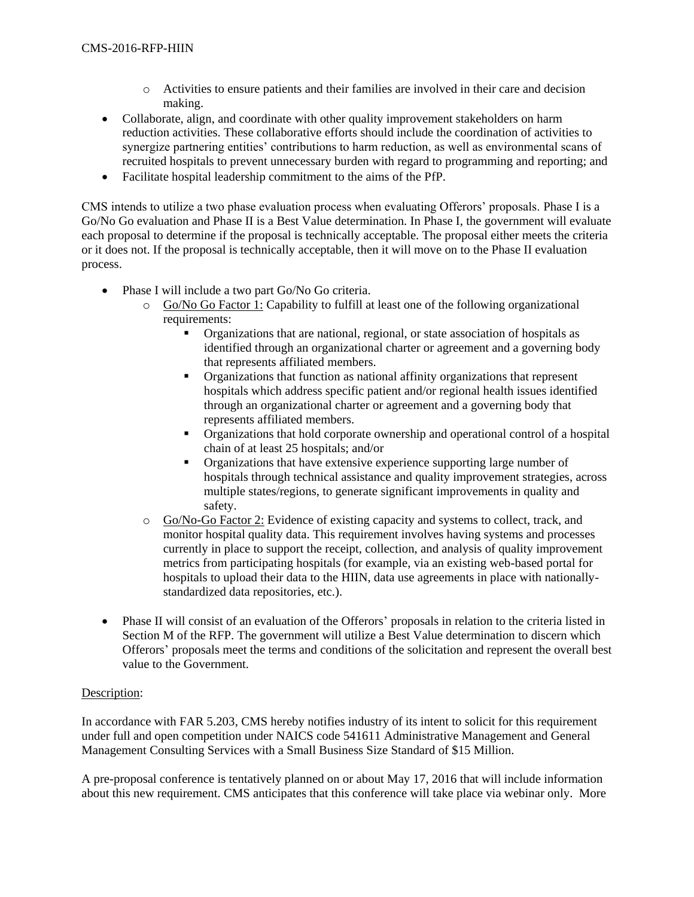- Activities to ensure patients and their families are involved in their care and decision making.
- Collaborate, align, and coordinate with other quality improvement stakeholders on harm reduction activities. These collaborative efforts should include the coordination of activities to synergize partnering entities' contributions to harm reduction, as well as environmental scans of recruited hospitals to prevent unnecessary burden with regard to programming and reporting; and
- Facilitate hospital leadership commitment to the aims of the PfP.

CMS intends to utilize a two phase evaluation process when evaluating Offerors' proposals. Phase I is a Go/No Go evaluation and Phase II is a Best Value determination. In Phase I, the government will evaluate each proposal to determine if the proposal is technically acceptable. The proposal either meets the criteria or it does not. If the proposal is technically acceptable, then it will move on to the Phase II evaluation process.

- Phase I will include a two part Go/No Go criteria.
    - Go/No Go Factor 1: Capability to fulfill at least one of the following organizational requirements:
        - Organizations that are national, regional, or state association of hospitals as identified through an organizational charter or agreement and a governing body that represents affiliated members.
        - Organizations that function as national affinity organizations that represent hospitals which address specific patient and/or regional health issues identified through an organizational charter or agreement and a governing body that represents affiliated members.
        - Organizations that hold corporate ownership and operational control of a hospital chain of at least 25 hospitals; and/or
        - Organizations that have extensive experience supporting large number of hospitals through technical assistance and quality improvement strategies, across multiple states/regions, to generate significant improvements in quality and safety.
    - Go/No-Go Factor 2: Evidence of existing capacity and systems to collect, track, and monitor hospital quality data. This requirement involves having systems and processes currently in place to support the receipt, collection, and analysis of quality improvement metrics from participating hospitals (for example, via an existing web-based portal for hospitals to upload their data to the HIIN, data use agreements in place with nationally-standardized data repositories, etc.).
- Phase II will consist of an evaluation of the Offerors' proposals in relation to the criteria listed in Section M of the RFP. The government will utilize a Best Value determination to discern which Offerors' proposals meet the terms and conditions of the solicitation and represent the overall best value to the Government.

Description:

In accordance with FAR 5.203, CMS hereby notifies industry of its intent to solicit for this requirement under full and open competition under NAICS code 541611 Administrative Management and General Management Consulting Services with a Small Business Size Standard of $15 Million.

A pre-proposal conference is tentatively planned on or about May 17, 2016 that will include information about this new requirement. CMS anticipates that this conference will take place via webinar only. More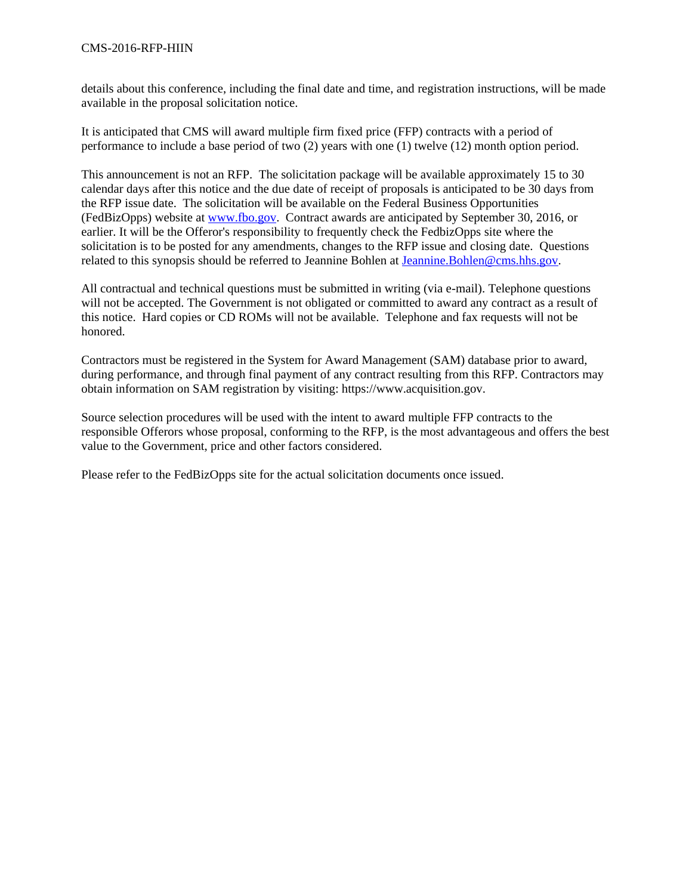details about this conference, including the final date and time, and registration instructions, will be made available in the proposal solicitation notice.

It is anticipated that CMS will award multiple firm fixed price (FFP) contracts with a period of performance to include a base period of two (2) years with one (1) twelve (12) month option period.

This announcement is not an RFP. The solicitation package will be available approximately 15 to 30 calendar days after this notice and the due date of receipt of proposals is anticipated to be 30 days from the RFP issue date. The solicitation will be available on the Federal Business Opportunities (FedBizOpps) website at www.fbo.gov. Contract awards are anticipated by September 30, 2016, or earlier. It will be the Offeror's responsibility to frequently check the FedbizOpps site where the solicitation is to be posted for any amendments, changes to the RFP issue and closing date. Questions related to this synopsis should be referred to Jeannine Bohlen at Jeannine.Bohlen@cms.hhs.gov.

All contractual and technical questions must be submitted in writing (via e-mail). Telephone questions will not be accepted. The Government is not obligated or committed to award any contract as a result of this notice. Hard copies or CD ROMs will not be available. Telephone and fax requests will not be honored.

Contractors must be registered in the System for Award Management (SAM) database prior to award, during performance, and through final payment of any contract resulting from this RFP. Contractors may obtain information on SAM registration by visiting: https://www.acquisition.gov.

Source selection procedures will be used with the intent to award multiple FFP contracts to the responsible Offerors whose proposal, conforming to the RFP, is the most advantageous and offers the best value to the Government, price and other factors considered.

Please refer to the FedBizOpps site for the actual solicitation documents once issued.